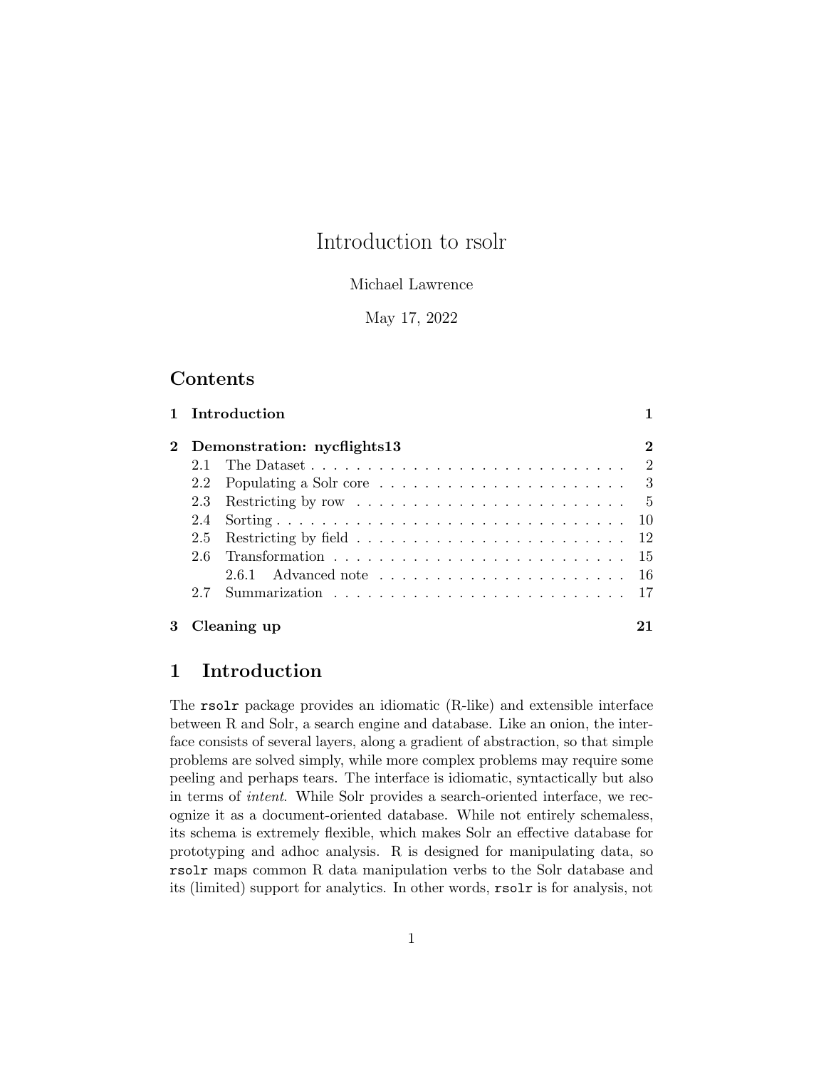# Introduction to rsolr

Michael Lawrence

May 17, 2022

## Contents

| | | |
|---|---|---|
| **1** | **Introduction** | **1** |
| **2** | **Demonstration: nycflights13** | **2** |
| | 2.1 The Dataset | 2 |
| | 2.2 Populating a Solr core | 3 |
| | 2.3 Restricting by row | 5 |
| | 2.4 Sorting | 10 |
| | 2.5 Restricting by field | 12 |
| | 2.6 Transformation | 15 |
| | 2.6.1 Advanced note | 16 |
| | 2.7 Summarization | 17 |
| **3** | **Cleaning up** | **21** |

## 1 Introduction

The `rsolr` package provides an idiomatic (R-like) and extensible interface between R and Solr, a search engine and database. Like an onion, the interface consists of several layers, along a gradient of abstraction, so that simple problems are solved simply, while more complex problems may require some peeling and perhaps tears. The interface is idiomatic, syntactically but also in terms of *intent*. While Solr provides a search-oriented interface, we recognize it as a document-oriented database. While not entirely schemaless, its schema is extremely flexible, which makes Solr an effective database for prototyping and adhoc analysis. R is designed for manipulating data, so `rsolr` maps common R data manipulation verbs to the Solr database and its (limited) support for analytics. In other words, `rsolr` is for analysis, not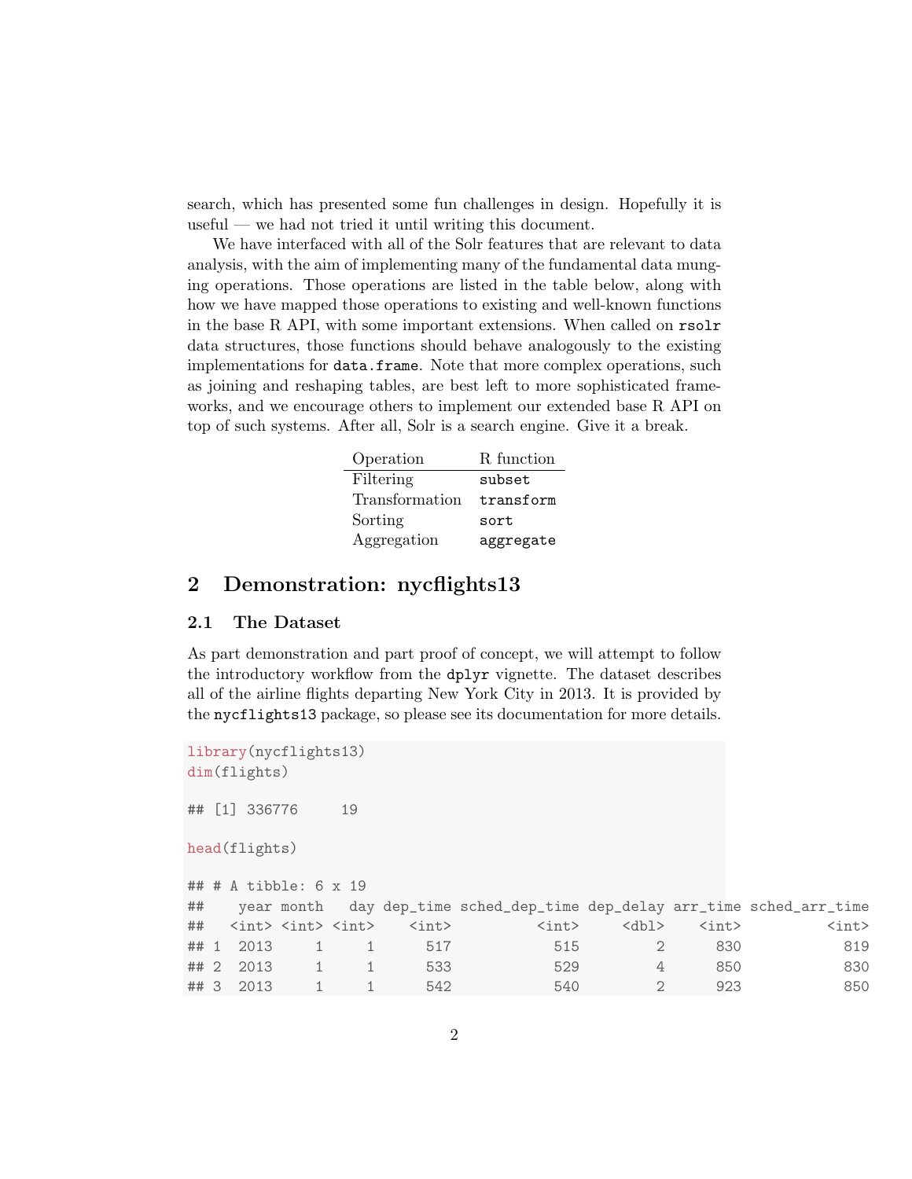search, which has presented some fun challenges in design. Hopefully it is useful — we had not tried it until writing this document.

We have interfaced with all of the Solr features that are relevant to data analysis, with the aim of implementing many of the fundamental data munging operations. Those operations are listed in the table below, along with how we have mapped those operations to existing and well-known functions in the base R API, with some important extensions. When called on `rsolr` data structures, those functions should behave analogously to the existing implementations for `data.frame`. Note that more complex operations, such as joining and reshaping tables, are best left to more sophisticated frameworks, and we encourage others to implement our extended base R API on top of such systems. After all, Solr is a search engine. Give it a break.

| Operation | R function |
|---|---|
| Filtering | `subset` |
| Transformation | `transform` |
| Sorting | `sort` |
| Aggregation | `aggregate` |

## 2 Demonstration: nycflights13

### 2.1 The Dataset

As part demonstration and part proof of concept, we will attempt to follow the introductory workflow from the `dplyr` vignette. The dataset describes all of the airline flights departing New York City in 2013. It is provided by the `nycflights13` package, so please see its documentation for more details.

```
library(nycflights13)
dim(flights)

## [1] 336776     19

head(flights)

## # A tibble: 6 x 19
##    year month   day dep_time sched_dep_time dep_delay arr_time sched_arr_time
##   <int> <int> <int>    <int>          <int>     <dbl>    <int>          <int>
## 1  2013     1     1      517            515         2      830            819
## 2  2013     1     1      533            529         4      850            830
## 3  2013     1     1      542            540         2      923            850
```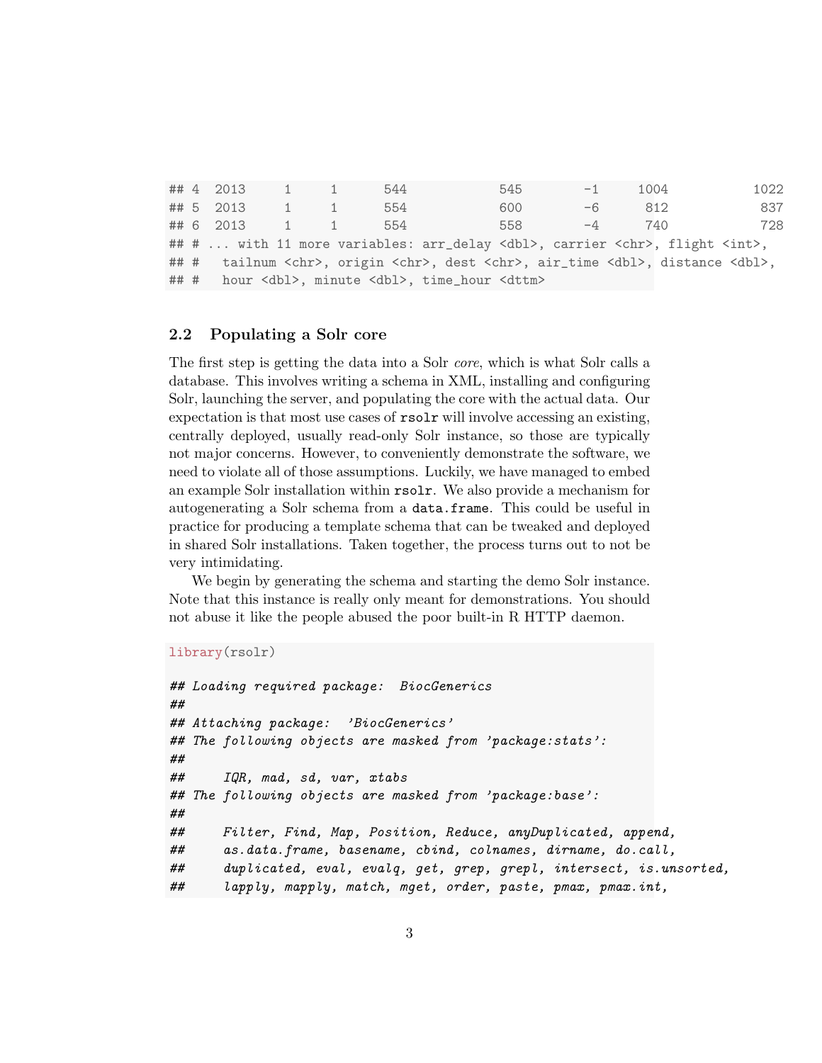```
## 4  2013     1     1      544            545        -1     1004           1022
## 5  2013     1     1      554            600        -6      812            837
## 6  2013     1     1      554            558        -4      740            728
## # ... with 11 more variables: arr_delay <dbl>, carrier <chr>, flight <int>,
## #   tailnum <chr>, origin <chr>, dest <chr>, air_time <dbl>, distance <dbl>,
## #   hour <dbl>, minute <dbl>, time_hour <dttm>
```

### 2.2 Populating a Solr core

The first step is getting the data into a Solr *core*, which is what Solr calls a database. This involves writing a schema in XML, installing and configuring Solr, launching the server, and populating the core with the actual data. Our expectation is that most use cases of `rsolr` will involve accessing an existing, centrally deployed, usually read-only Solr instance, so those are typically not major concerns. However, to conveniently demonstrate the software, we need to violate all of those assumptions. Luckily, we have managed to embed an example Solr installation within `rsolr`. We also provide a mechanism for autogenerating a Solr schema from a `data.frame`. This could be useful in practice for producing a template schema that can be tweaked and deployed in shared Solr installations. Taken together, the process turns out to not be very intimidating.

We begin by generating the schema and starting the demo Solr instance. Note that this instance is really only meant for demonstrations. You should not abuse it like the people abused the poor built-in R HTTP daemon.

```
library(rsolr)

## Loading required package:  BiocGenerics
##
## Attaching package:  'BiocGenerics'
## The following objects are masked from 'package:stats':
##
##     IQR, mad, sd, var, xtabs
## The following objects are masked from 'package:base':
##
##     Filter, Find, Map, Position, Reduce, anyDuplicated, append,
##     as.data.frame, basename, cbind, colnames, dirname, do.call,
##     duplicated, eval, evalq, get, grep, grepl, intersect, is.unsorted,
##     lapply, mapply, match, mget, order, paste, pmax, pmax.int,
```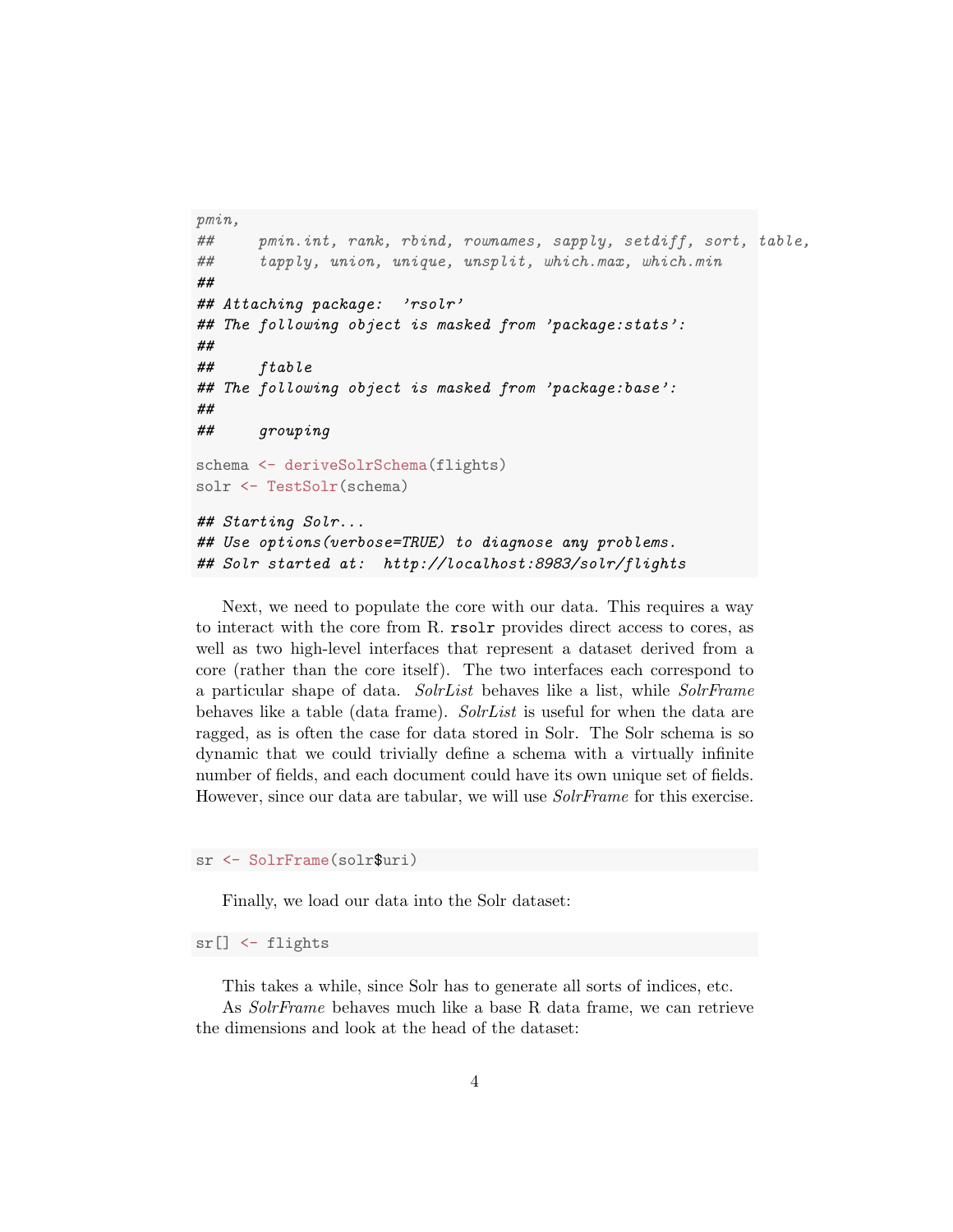```
pmin,
##     pmin.int, rank, rbind, rownames, sapply, setdiff, sort, table,
##     tapply, union, unique, unsplit, which.max, which.min
##
## Attaching package:  'rsolr'
## The following object is masked from 'package:stats':
##
##     ftable
## The following object is masked from 'package:base':
##
##     grouping
```

```
schema <- deriveSolrSchema(flights)
solr <- TestSolr(schema)
```

```
## Starting Solr...
## Use options(verbose=TRUE) to diagnose any problems.
## Solr started at:  http://localhost:8983/solr/flights
```

Next, we need to populate the core with our data. This requires a way to interact with the core from R. **rsolr** provides direct access to cores, as well as two high-level interfaces that represent a dataset derived from a core (rather than the core itself). The two interfaces each correspond to a particular shape of data. *SolrList* behaves like a list, while *SolrFrame* behaves like a table (data frame). *SolrList* is useful for when the data are ragged, as is often the case for data stored in Solr. The Solr schema is so dynamic that we could trivially define a schema with a virtually infinite number of fields, and each document could have its own unique set of fields. However, since our data are tabular, we will use *SolrFrame* for this exercise.

```
sr <- SolrFrame(solr$uri)
```

Finally, we load our data into the Solr dataset:

```
sr[] <- flights
```

This takes a while, since Solr has to generate all sorts of indices, etc.

As *SolrFrame* behaves much like a base R data frame, we can retrieve the dimensions and look at the head of the dataset: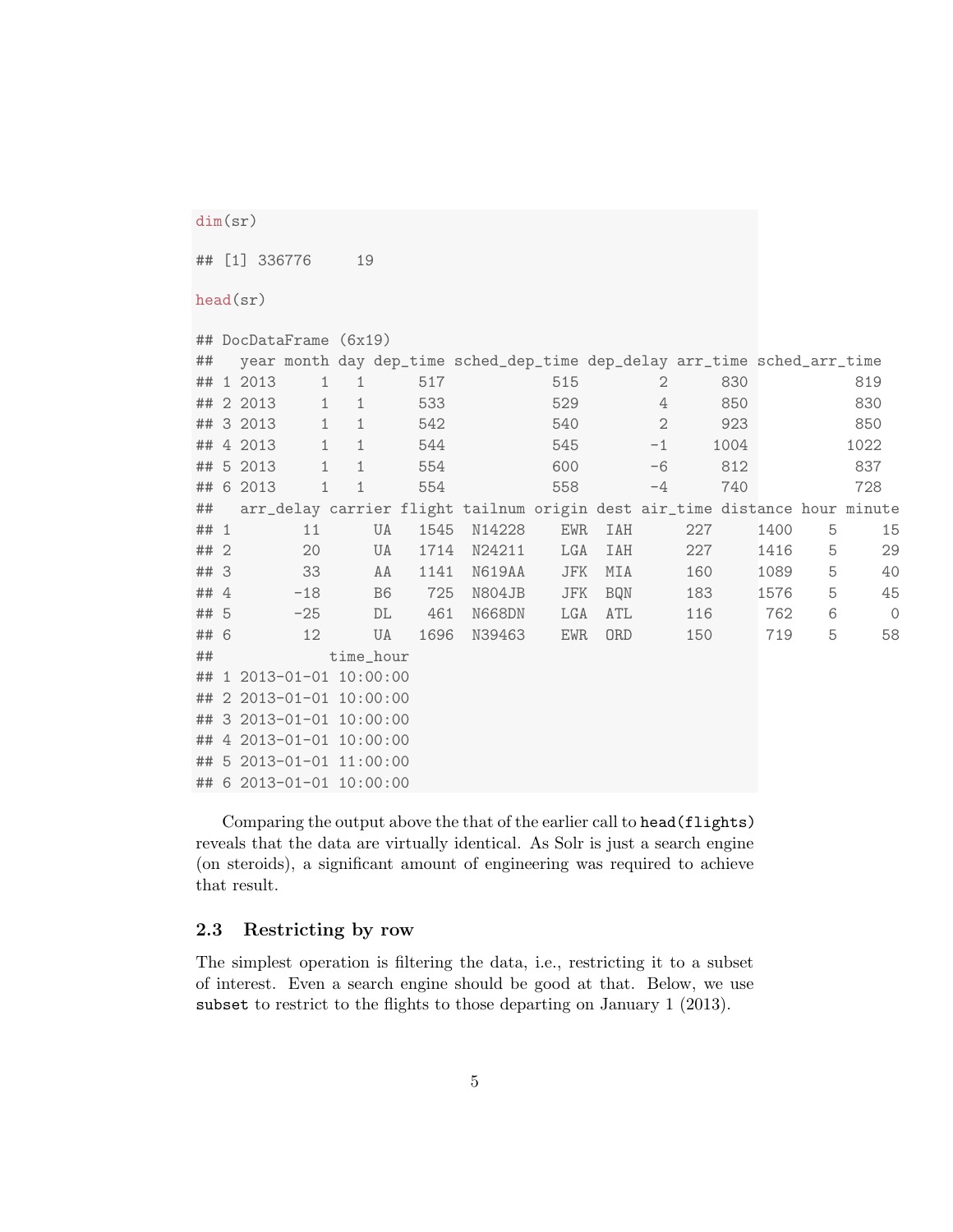```r
dim(sr)

## [1] 336776     19

head(sr)

## DocDataFrame (6x19)
##   year month day dep_time sched_dep_time dep_delay arr_time sched_arr_time
## 1 2013     1   1      517            515         2      830            819
## 2 2013     1   1      533            529         4      850            830
## 3 2013     1   1      542            540         2      923            850
## 4 2013     1   1      544            545        -1     1004           1022
## 5 2013     1   1      554            600        -6      812            837
## 6 2013     1   1      554            558        -4      740            728
##   arr_delay carrier flight tailnum origin dest air_time distance hour minute
## 1        11      UA   1545  N14228    EWR  IAH      227     1400    5     15
## 2        20      UA   1714  N24211    LGA  IAH      227     1416    5     29
## 3        33      AA   1141  N619AA    JFK  MIA      160     1089    5     40
## 4       -18      B6    725  N804JB    JFK  BQN      183     1576    5     45
## 5       -25      DL    461  N668DN    LGA  ATL      116      762    6      0
## 6        12      UA   1696  N39463    EWR  ORD      150      719    5     58
##             time_hour
## 1 2013-01-01 10:00:00
## 2 2013-01-01 10:00:00
## 3 2013-01-01 10:00:00
## 4 2013-01-01 10:00:00
## 5 2013-01-01 11:00:00
## 6 2013-01-01 10:00:00
```

Comparing the output above the that of the earlier call to `head(flights)` reveals that the data are virtually identical. As Solr is just a search engine (on steroids), a significant amount of engineering was required to achieve that result.

### 2.3 Restricting by row

The simplest operation is filtering the data, i.e., restricting it to a subset of interest. Even a search engine should be good at that. Below, we use `subset` to restrict to the flights to those departing on January 1 (2013).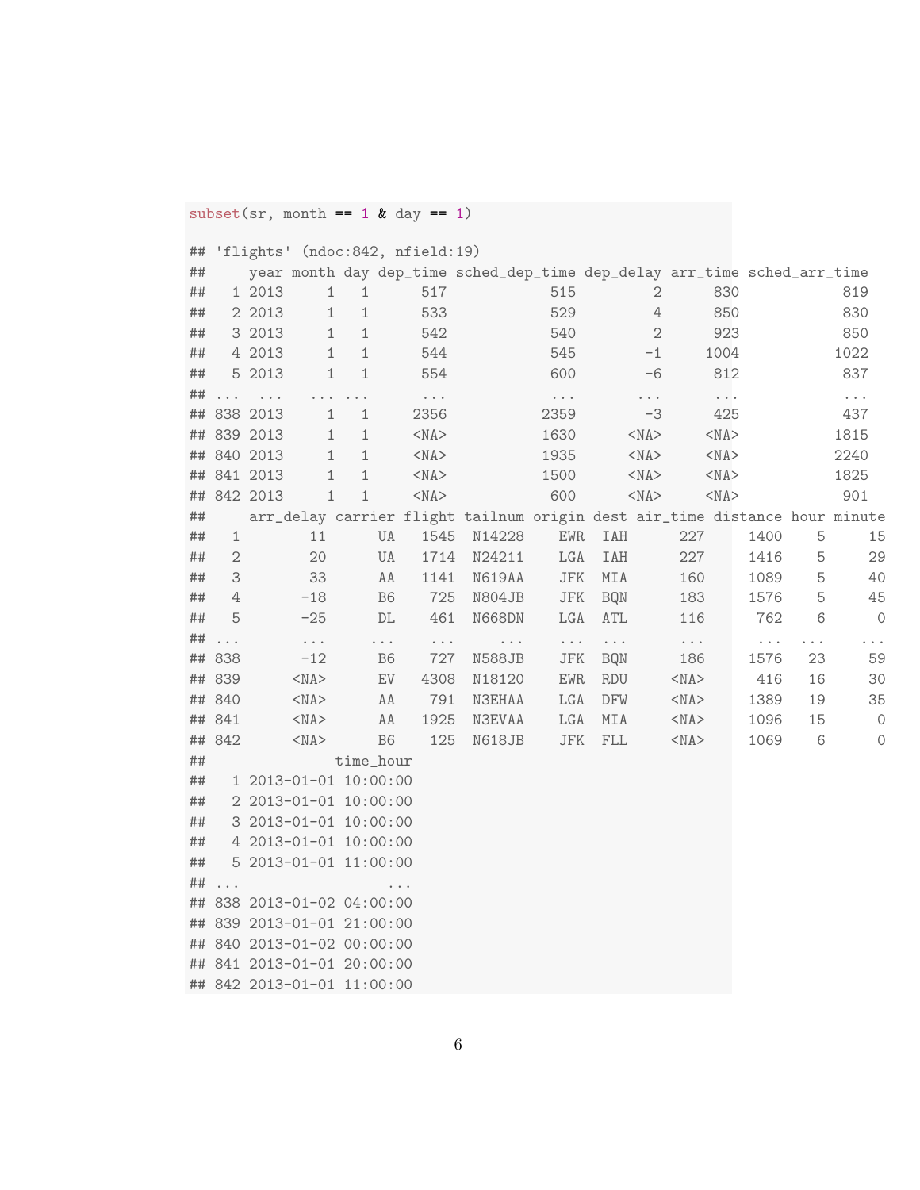```r
subset(sr, month == 1 & day == 1)
```

```
## 'flights' (ndoc:842, nfield:19)
##     year month day dep_time sched_dep_time dep_delay arr_time sched_arr_time
##   1 2013     1   1      517            515         2      830            819
##   2 2013     1   1      533            529         4      850            830
##   3 2013     1   1      542            540         2      923            850
##   4 2013     1   1      544            545        -1     1004           1022
##   5 2013     1   1      554            600        -6      812            837
## ...  ...   ... ...      ...            ...       ...      ...            ...
## 838 2013     1   1     2356           2359        -3      425            437
## 839 2013     1   1     <NA>           1630      <NA>     <NA>           1815
## 840 2013     1   1     <NA>           1935      <NA>     <NA>           2240
## 841 2013     1   1     <NA>           1500      <NA>     <NA>           1825
## 842 2013     1   1     <NA>            600      <NA>     <NA>            901
##     arr_delay carrier flight tailnum origin dest air_time distance hour minute
##   1        11      UA   1545  N14228    EWR  IAH      227     1400    5     15
##   2        20      UA   1714  N24211    LGA  IAH      227     1416    5     29
##   3        33      AA   1141  N619AA    JFK  MIA      160     1089    5     40
##   4       -18      B6    725  N804JB    JFK  BQN      183     1576    5     45
##   5       -25      DL    461  N668DN    LGA  ATL      116      762    6      0
## ...       ...     ...    ...     ...    ...  ...      ...      ...  ...    ...
## 838       -12      B6    727  N588JB    JFK  BQN      186     1576   23     59
## 839      <NA>      EV   4308  N18120    EWR  RDU     <NA>      416   16     30
## 840      <NA>      AA    791  N3EHAA    LGA  DFW     <NA>     1389   19     35
## 841      <NA>      AA   1925  N3EVAA    LGA  MIA     <NA>     1096   15      0
## 842      <NA>      B6    125  N618JB    JFK  FLL     <NA>     1069    6      0
##               time_hour
##   1 2013-01-01 10:00:00
##   2 2013-01-01 10:00:00
##   3 2013-01-01 10:00:00
##   4 2013-01-01 10:00:00
##   5 2013-01-01 11:00:00
## ...                 ...
## 838 2013-01-02 04:00:00
## 839 2013-01-01 21:00:00
## 840 2013-01-02 00:00:00
## 841 2013-01-01 20:00:00
## 842 2013-01-01 11:00:00
```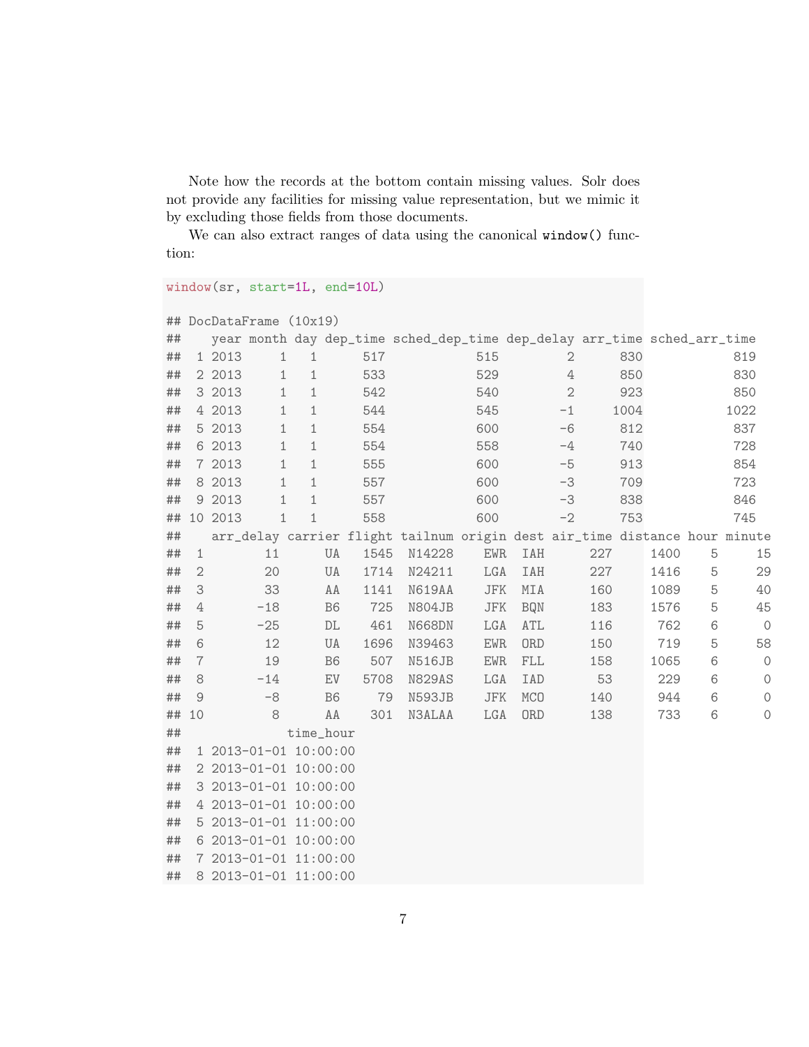Note how the records at the bottom contain missing values. Solr does not provide any facilities for missing value representation, but we mimic it by excluding those fields from those documents.

We can also extract ranges of data using the canonical `window()` function:

```
window(sr, start=1L, end=10L)

## DocDataFrame (10x19)
##    year month day dep_time sched_dep_time dep_delay arr_time sched_arr_time
## 1  2013     1   1      517            515         2      830            819
## 2  2013     1   1      533            529         4      850            830
## 3  2013     1   1      542            540         2      923            850
## 4  2013     1   1      544            545        -1     1004           1022
## 5  2013     1   1      554            600        -6      812            837
## 6  2013     1   1      554            558        -4      740            728
## 7  2013     1   1      555            600        -5      913            854
## 8  2013     1   1      557            600        -3      709            723
## 9  2013     1   1      557            600        -3      838            846
## 10 2013     1   1      558            600        -2      753            745
##    arr_delay carrier flight tailnum origin dest air_time distance hour minute
## 1         11      UA   1545  N14228    EWR  IAH      227     1400    5     15
## 2         20      UA   1714  N24211    LGA  IAH      227     1416    5     29
## 3         33      AA   1141  N619AA    JFK  MIA      160     1089    5     40
## 4        -18      B6    725  N804JB    JFK  BQN      183     1576    5     45
## 5        -25      DL    461  N668DN    LGA  ATL      116      762    6      0
## 6         12      UA   1696  N39463    EWR  ORD      150      719    5     58
## 7         19      B6    507  N516JB    EWR  FLL      158     1065    6      0
## 8        -14      EV   5708  N829AS    LGA  IAD       53      229    6      0
## 9         -8      B6     79  N593JB    JFK  MCO      140      944    6      0
## 10         8      AA    301  N3ALAA    LGA  ORD      138      733    6      0
##              time_hour
## 1  2013-01-01 10:00:00
## 2  2013-01-01 10:00:00
## 3  2013-01-01 10:00:00
## 4  2013-01-01 10:00:00
## 5  2013-01-01 11:00:00
## 6  2013-01-01 10:00:00
## 7  2013-01-01 11:00:00
## 8  2013-01-01 11:00:00
```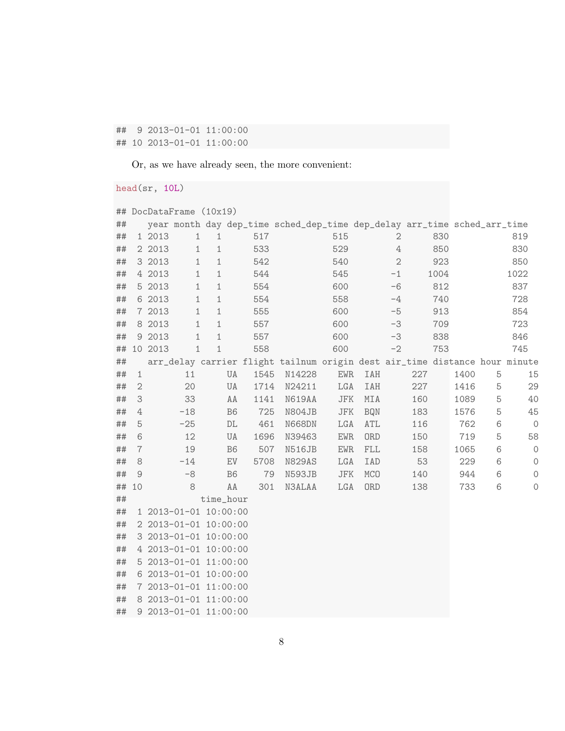```
##  9 2013-01-01 11:00:00
## 10 2013-01-01 11:00:00
```

Or, as we have already seen, the more convenient:

```
head(sr, 10L)
```

```
## DocDataFrame (10x19)
##    year month day dep_time sched_dep_time dep_delay arr_time sched_arr_time
##  1 2013     1   1      517            515         2      830            819
##  2 2013     1   1      533            529         4      850            830
##  3 2013     1   1      542            540         2      923            850
##  4 2013     1   1      544            545        -1     1004           1022
##  5 2013     1   1      554            600        -6      812            837
##  6 2013     1   1      554            558        -4      740            728
##  7 2013     1   1      555            600        -5      913            854
##  8 2013     1   1      557            600        -3      709            723
##  9 2013     1   1      557            600        -3      838            846
## 10 2013     1   1      558            600        -2      753            745
##    arr_delay carrier flight tailnum origin dest air_time distance hour minute
##  1        11      UA   1545  N14228    EWR  IAH      227     1400    5     15
##  2        20      UA   1714  N24211    LGA  IAH      227     1416    5     29
##  3        33      AA   1141  N619AA    JFK  MIA      160     1089    5     40
##  4       -18      B6    725  N804JB    JFK  BQN      183     1576    5     45
##  5       -25      DL    461  N668DN    LGA  ATL      116      762    6      0
##  6        12      UA   1696  N39463    EWR  ORD      150      719    5     58
##  7        19      B6    507  N516JB    EWR  FLL      158     1065    6      0
##  8       -14      EV   5708  N829AS    LGA  IAD       53      229    6      0
##  9        -8      B6     79  N593JB    JFK  MCO      140      944    6      0
## 10         8      AA    301  N3ALAA    LGA  ORD      138      733    6      0
##              time_hour
##  1 2013-01-01 10:00:00
##  2 2013-01-01 10:00:00
##  3 2013-01-01 10:00:00
##  4 2013-01-01 10:00:00
##  5 2013-01-01 11:00:00
##  6 2013-01-01 10:00:00
##  7 2013-01-01 11:00:00
##  8 2013-01-01 11:00:00
##  9 2013-01-01 11:00:00
```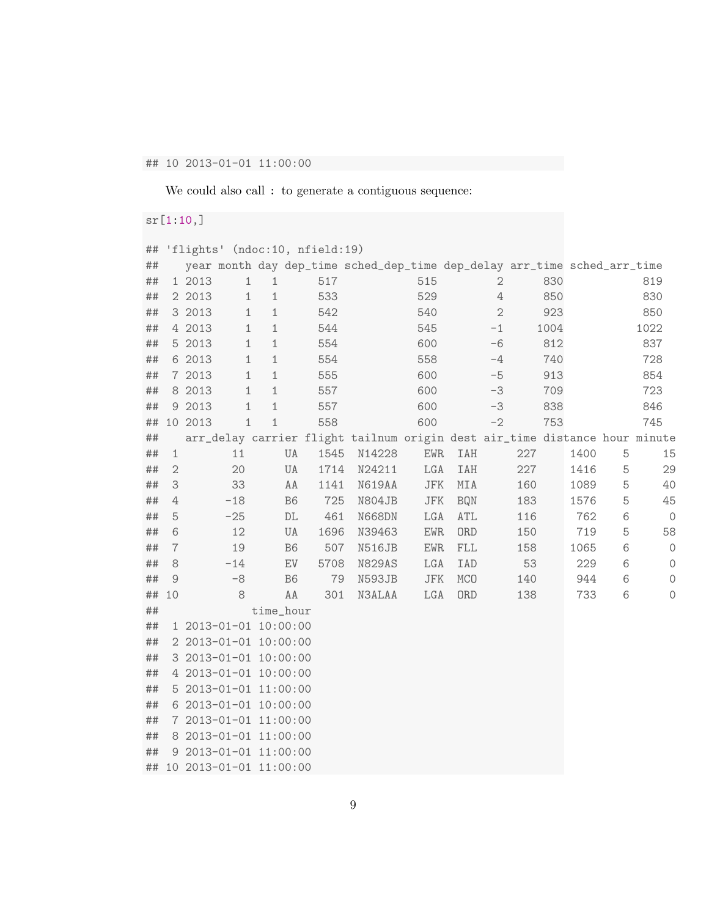```
## 10 2013-01-01 11:00:00
```

We could also call `:` to generate a contiguous sequence:

```
sr[1:10,]
```

```
## 'flights' (ndoc:10, nfield:19)
##    year month day dep_time sched_dep_time dep_delay arr_time sched_arr_time
##  1 2013     1   1      517            515         2      830            819
##  2 2013     1   1      533            529         4      850            830
##  3 2013     1   1      542            540         2      923            850
##  4 2013     1   1      544            545        -1     1004           1022
##  5 2013     1   1      554            600        -6      812            837
##  6 2013     1   1      554            558        -4      740            728
##  7 2013     1   1      555            600        -5      913            854
##  8 2013     1   1      557            600        -3      709            723
##  9 2013     1   1      557            600        -3      838            846
## 10 2013     1   1      558            600        -2      753            745
##    arr_delay carrier flight tailnum origin dest air_time distance hour minute
##  1        11      UA   1545  N14228    EWR  IAH      227     1400    5     15
##  2        20      UA   1714  N24211    LGA  IAH      227     1416    5     29
##  3        33      AA   1141  N619AA    JFK  MIA      160     1089    5     40
##  4       -18      B6    725  N804JB    JFK  BQN      183     1576    5     45
##  5       -25      DL    461  N668DN    LGA  ATL      116      762    6      0
##  6        12      UA   1696  N39463    EWR  ORD      150      719    5     58
##  7        19      B6    507  N516JB    EWR  FLL      158     1065    6      0
##  8       -14      EV   5708  N829AS    LGA  IAD       53      229    6      0
##  9        -8      B6     79  N593JB    JFK  MCO      140      944    6      0
## 10         8      AA    301  N3ALAA    LGA  ORD      138      733    6      0
##              time_hour
##  1 2013-01-01 10:00:00
##  2 2013-01-01 10:00:00
##  3 2013-01-01 10:00:00
##  4 2013-01-01 10:00:00
##  5 2013-01-01 11:00:00
##  6 2013-01-01 10:00:00
##  7 2013-01-01 11:00:00
##  8 2013-01-01 11:00:00
##  9 2013-01-01 11:00:00
## 10 2013-01-01 11:00:00
```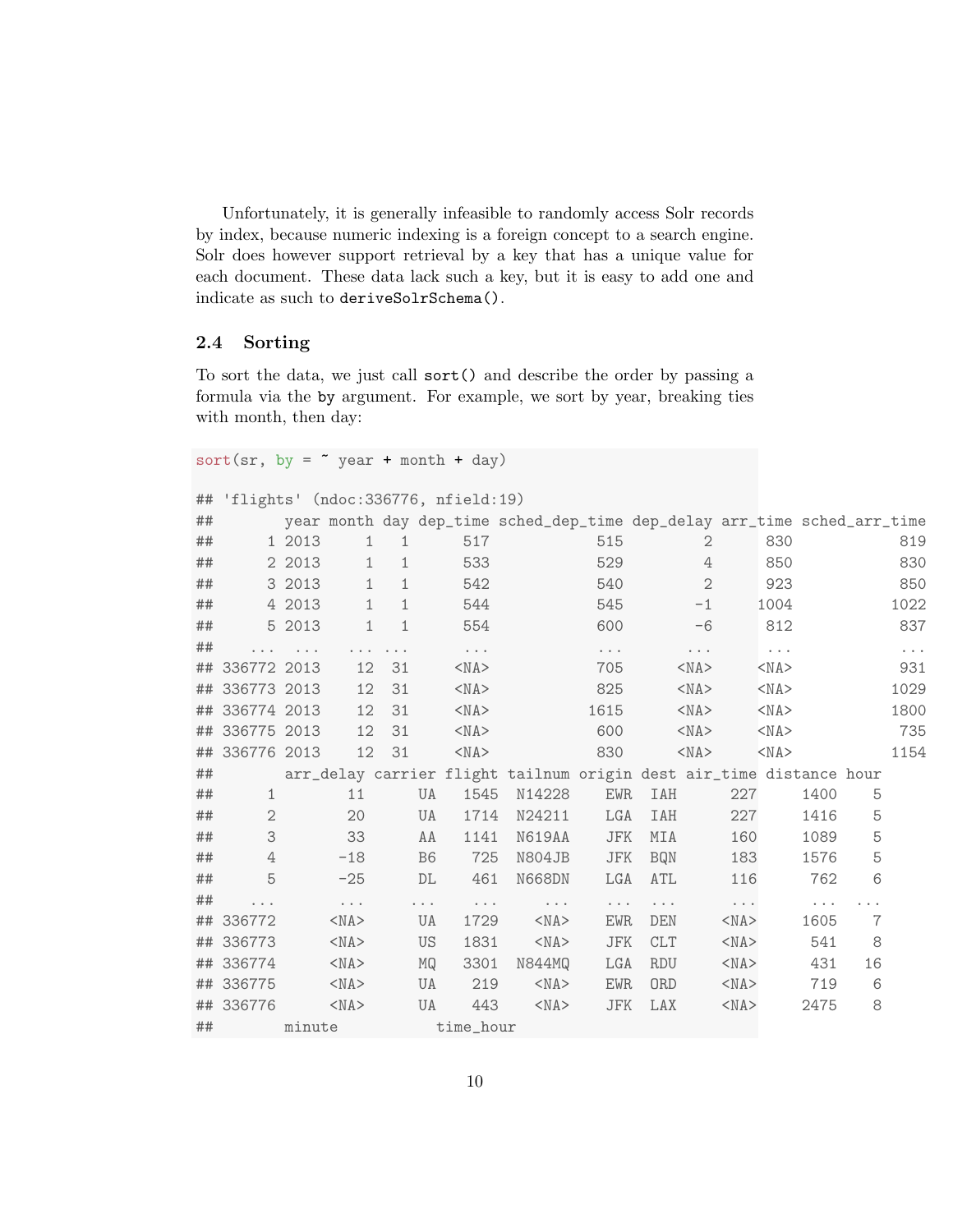Unfortunately, it is generally infeasible to randomly access Solr records by index, because numeric indexing is a foreign concept to a search engine. Solr does however support retrieval by a key that has a unique value for each document. These data lack such a key, but it is easy to add one and indicate as such to `deriveSolrSchema()`.

### 2.4 Sorting

To sort the data, we just call `sort()` and describe the order by passing a formula via the `by` argument. For example, we sort by year, breaking ties with month, then day:

```
sort(sr, by = ~ year + month + day)

## 'flights' (ndoc:336776, nfield:19)
##        year month day dep_time sched_dep_time dep_delay arr_time sched_arr_time
##      1 2013     1   1      517            515         2      830            819
##      2 2013     1   1      533            529         4      850            830
##      3 2013     1   1      542            540         2      923            850
##      4 2013     1   1      544            545        -1     1004           1022
##      5 2013     1   1      554            600        -6      812            837
##    ...  ...   ... ...      ...            ...       ...      ...            ...
## 336772 2013    12  31     <NA>            705      <NA>     <NA>            931
## 336773 2013    12  31     <NA>            825      <NA>     <NA>           1029
## 336774 2013    12  31     <NA>           1615      <NA>     <NA>           1800
## 336775 2013    12  31     <NA>            600      <NA>     <NA>            735
## 336776 2013    12  31     <NA>            830      <NA>     <NA>           1154
##        arr_delay carrier flight tailnum origin dest air_time distance hour
##      1        11      UA   1545  N14228    EWR  IAH      227     1400    5
##      2        20      UA   1714  N24211    LGA  IAH      227     1416    5
##      3        33      AA   1141  N619AA    JFK  MIA      160     1089    5
##      4       -18      B6    725  N804JB    JFK  BQN      183     1576    5
##      5       -25      DL    461  N668DN    LGA  ATL      116      762    6
##    ...       ...     ...    ...     ...    ...  ...      ...      ...  ...
## 336772      <NA>      UA   1729    <NA>    EWR  DEN     <NA>     1605    7
## 336773      <NA>      US   1831    <NA>    JFK  CLT     <NA>      541    8
## 336774      <NA>      MQ   3301  N844MQ    LGA  RDU     <NA>      431   16
## 336775      <NA>      UA    219    <NA>    EWR  ORD     <NA>      719    6
## 336776      <NA>      UA    443    <NA>    JFK  LAX     <NA>     2475    8
##        minute          time_hour
```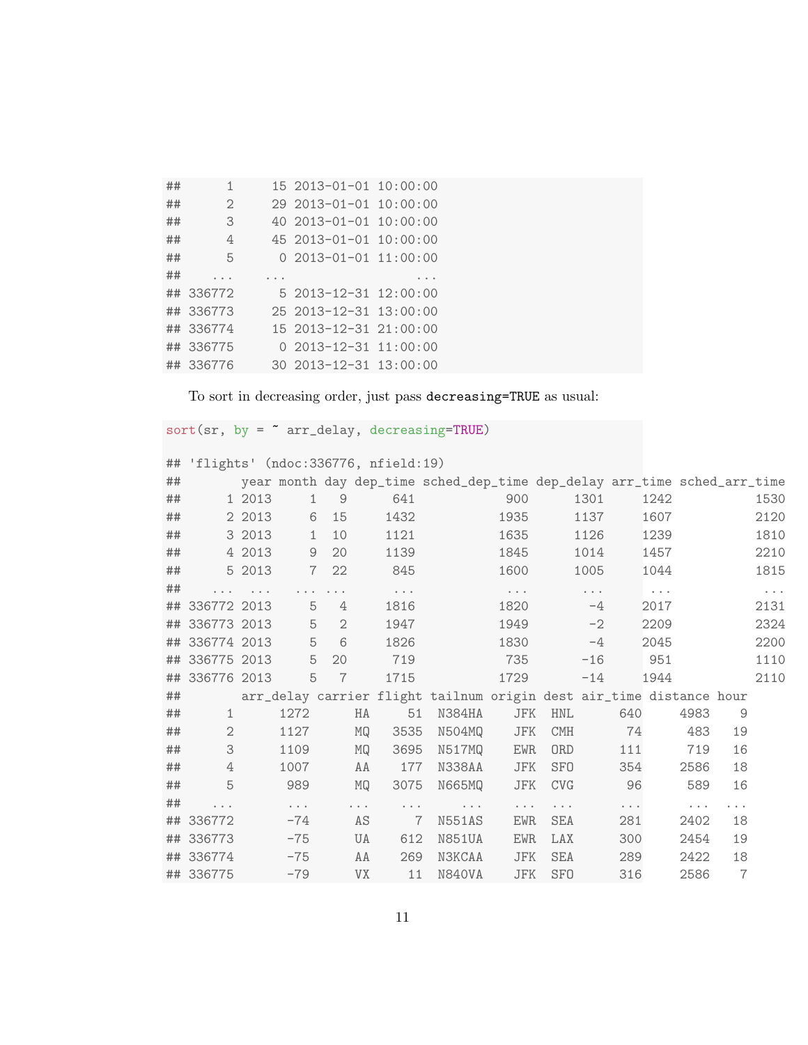```
##      1     15 2013-01-01 10:00:00
##      2     29 2013-01-01 10:00:00
##      3     40 2013-01-01 10:00:00
##      4     45 2013-01-01 10:00:00
##      5      0 2013-01-01 11:00:00
##    ...    ...                 ...
## 336772      5 2013-12-31 12:00:00
## 336773     25 2013-12-31 13:00:00
## 336774     15 2013-12-31 21:00:00
## 336775      0 2013-12-31 11:00:00
## 336776     30 2013-12-31 13:00:00
```

To sort in decreasing order, just pass `decreasing=TRUE` as usual:

```
sort(sr, by = ~ arr_delay, decreasing=TRUE)
```

```
## 'flights' (ndoc:336776, nfield:19)
##        year month day dep_time sched_dep_time dep_delay arr_time sched_arr_time
##      1 2013     1   9      641            900      1301     1242           1530
##      2 2013     6  15     1432           1935      1137     1607           2120
##      3 2013     1  10     1121           1635      1126     1239           1810
##      4 2013     9  20     1139           1845      1014     1457           2210
##      5 2013     7  22      845           1600      1005     1044           1815
##    ...  ...   ... ...      ...            ...       ...      ...            ...
## 336772 2013     5   4     1816           1820        -4     2017           2131
## 336773 2013     5   2     1947           1949        -2     2209           2324
## 336774 2013     5   6     1826           1830        -4     2045           2200
## 336775 2013     5  20      719            735       -16      951           1110
## 336776 2013     5   7     1715           1729       -14     1944           2110
##        arr_delay carrier flight tailnum origin dest air_time distance hour
##      1      1272      HA     51  N384HA    JFK  HNL      640     4983    9
##      2      1127      MQ   3535  N504MQ    JFK  CMH       74      483   19
##      3      1109      MQ   3695  N517MQ    EWR  ORD      111      719   16
##      4      1007      AA    177  N338AA    JFK  SFO      354     2586   18
##      5       989      MQ   3075  N665MQ    JFK  CVG       96      589   16
##    ...       ...     ...    ...     ...    ...  ...      ...      ...  ...
## 336772       -74      AS      7  N551AS    EWR  SEA      281     2402   18
## 336773       -75      UA    612  N851UA    EWR  LAX      300     2454   19
## 336774       -75      AA    269  N3KCAA    JFK  SEA      289     2422   18
## 336775       -79      VX     11  N840VA    JFK  SFO      316     2586    7
```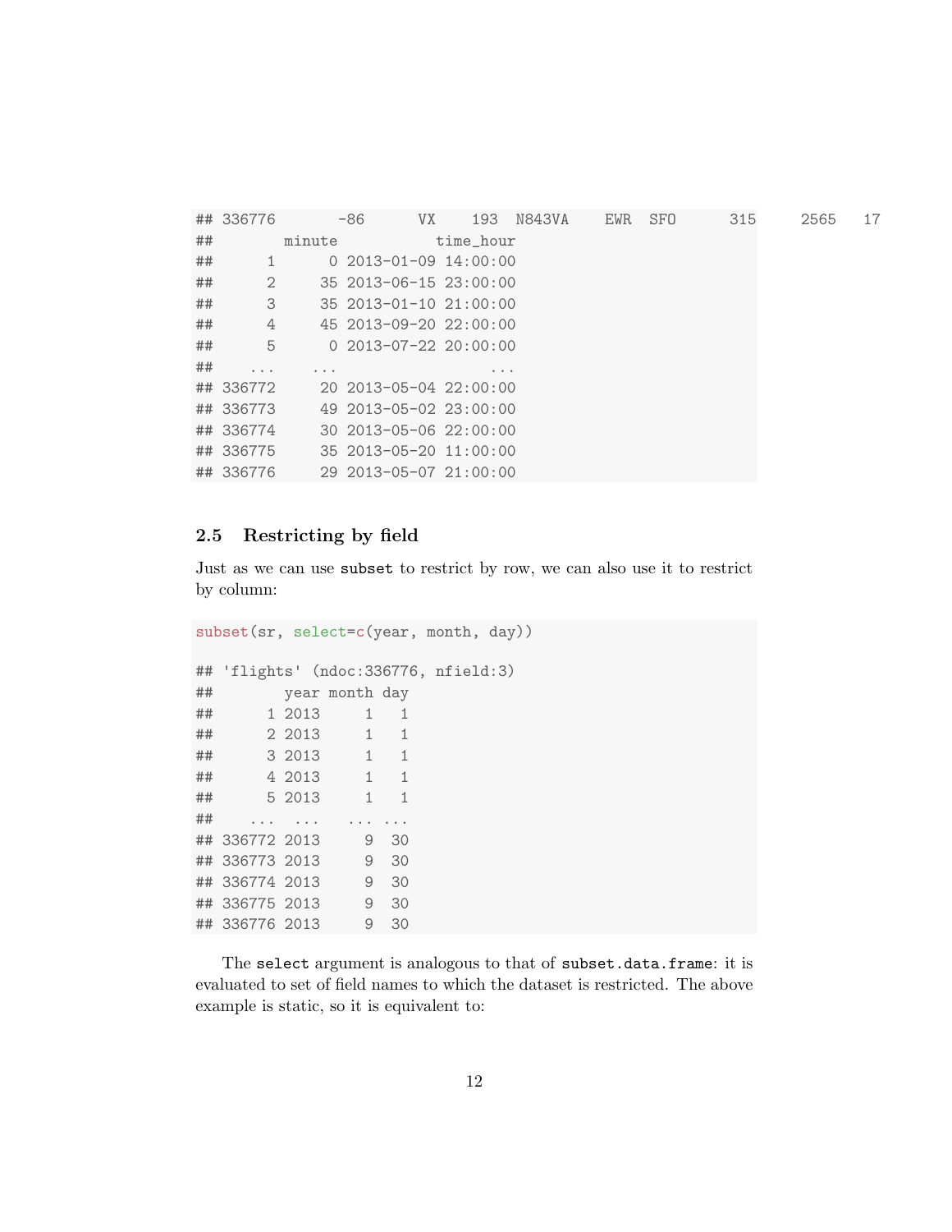```
## 336776       -86      VX    193  N843VA    EWR  SFO      315     2565   17
##        minute           time_hour
##      1      0 2013-01-09 14:00:00
##      2     35 2013-06-15 23:00:00
##      3     35 2013-01-10 21:00:00
##      4     45 2013-09-20 22:00:00
##      5      0 2013-07-22 20:00:00
##    ...    ...                 ...
## 336772     20 2013-05-04 22:00:00
## 336773     49 2013-05-02 23:00:00
## 336774     30 2013-05-06 22:00:00
## 336775     35 2013-05-20 11:00:00
## 336776     29 2013-05-07 21:00:00
```

### 2.5 Restricting by field

Just as we can use `subset` to restrict by row, we can also use it to restrict by column:

```
subset(sr, select=c(year, month, day))

## 'flights' (ndoc:336776, nfield:3)
##        year month day
##      1 2013     1   1
##      2 2013     1   1
##      3 2013     1   1
##      4 2013     1   1
##      5 2013     1   1
##    ...  ...   ... ...
## 336772 2013     9  30
## 336773 2013     9  30
## 336774 2013     9  30
## 336775 2013     9  30
## 336776 2013     9  30
```

The `select` argument is analogous to that of `subset.data.frame`: it is evaluated to set of field names to which the dataset is restricted. The above example is static, so it is equivalent to: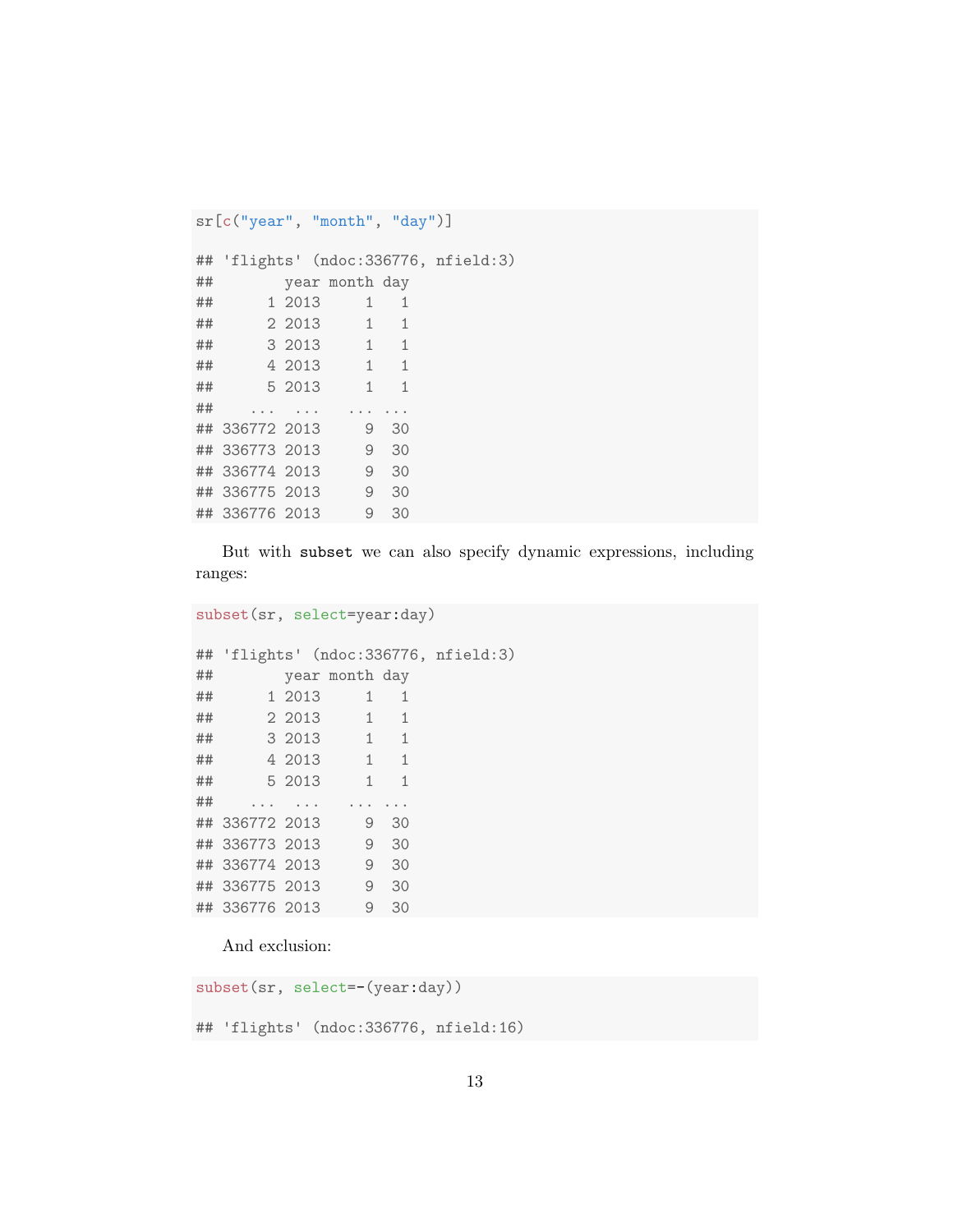```
sr[c("year", "month", "day")]

## 'flights' (ndoc:336776, nfield:3)
##        year month day
##      1 2013     1   1
##      2 2013     1   1
##      3 2013     1   1
##      4 2013     1   1
##      5 2013     1   1
##    ...  ...   ... ...
## 336772 2013     9  30
## 336773 2013     9  30
## 336774 2013     9  30
## 336775 2013     9  30
## 336776 2013     9  30
```

But with `subset` we can also specify dynamic expressions, including ranges:

```
subset(sr, select=year:day)

## 'flights' (ndoc:336776, nfield:3)
##        year month day
##      1 2013     1   1
##      2 2013     1   1
##      3 2013     1   1
##      4 2013     1   1
##      5 2013     1   1
##    ...  ...   ... ...
## 336772 2013     9  30
## 336773 2013     9  30
## 336774 2013     9  30
## 336775 2013     9  30
## 336776 2013     9  30
```

And exclusion:

```
subset(sr, select=-(year:day))

## 'flights' (ndoc:336776, nfield:16)
```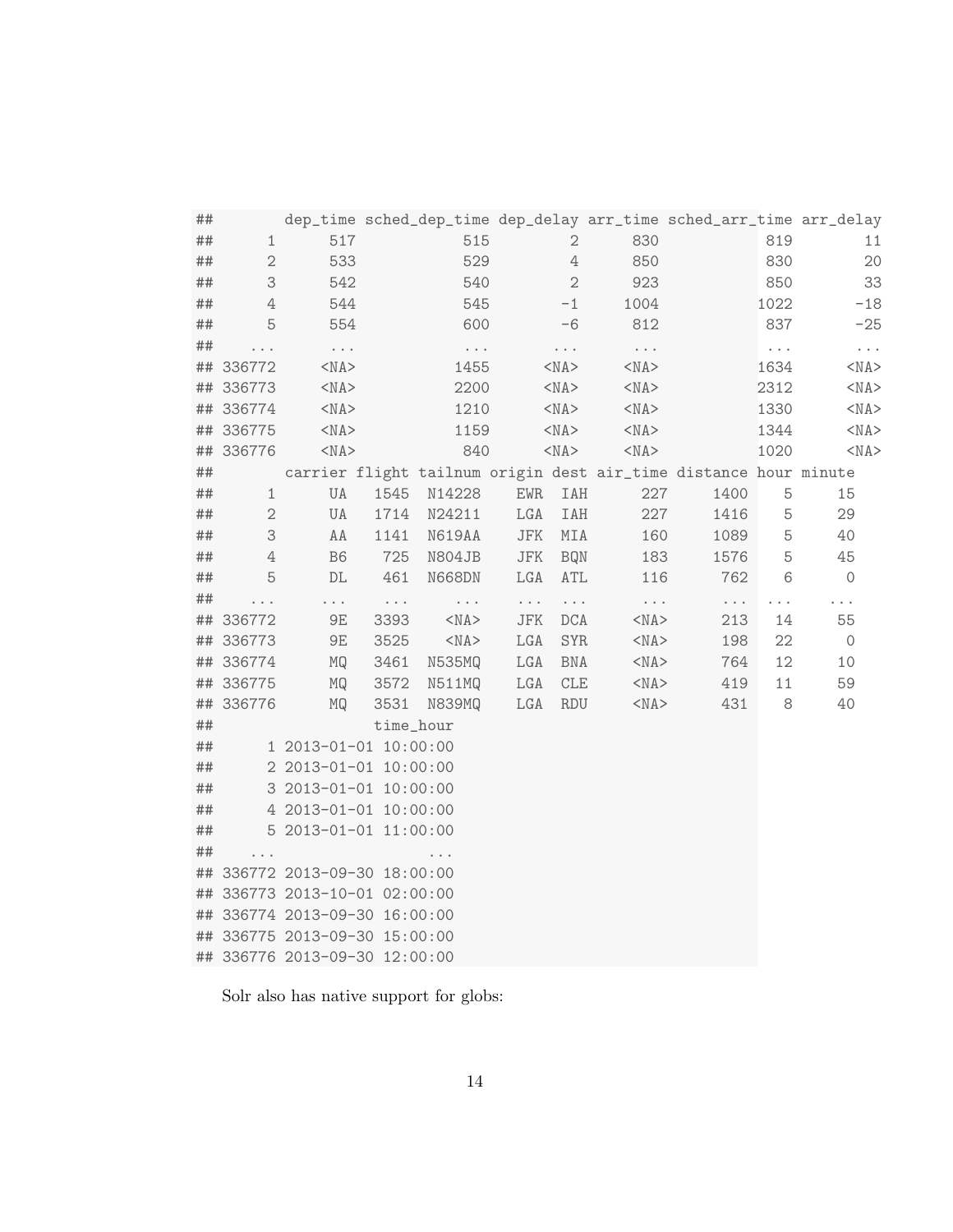```
##         dep_time sched_dep_time dep_delay arr_time sched_arr_time arr_delay
##      1      517            515         2      830            819        11
##      2      533            529         4      850            830        20
##      3      542            540         2      923            850        33
##      4      544            545        -1     1004           1022       -18
##      5      554            600        -6      812            837       -25
##    ...      ...            ...       ...      ...            ...       ...
## 336772     <NA>           1455      <NA>     <NA>           1634      <NA>
## 336773     <NA>           2200      <NA>     <NA>           2312      <NA>
## 336774     <NA>           1210      <NA>     <NA>           1330      <NA>
## 336775     <NA>           1159      <NA>     <NA>           1344      <NA>
## 336776     <NA>            840      <NA>     <NA>           1020      <NA>
##         carrier flight tailnum origin dest air_time distance hour minute
##      1       UA   1545  N14228    EWR  IAH      227     1400    5     15
##      2       UA   1714  N24211    LGA  IAH      227     1416    5     29
##      3       AA   1141  N619AA    JFK  MIA      160     1089    5     40
##      4       B6    725  N804JB    JFK  BQN      183     1576    5     45
##      5       DL    461  N668DN    LGA  ATL      116      762    6      0
##    ...      ...    ...     ...    ...  ...      ...      ...  ...    ...
## 336772       9E   3393    <NA>    JFK  DCA     <NA>      213   14     55
## 336773       9E   3525    <NA>    LGA  SYR     <NA>      198   22      0
## 336774       MQ   3461  N535MQ    LGA  BNA     <NA>      764   12     10
## 336775       MQ   3572  N511MQ    LGA  CLE     <NA>      419   11     59
## 336776       MQ   3531  N839MQ    LGA  RDU     <NA>      431    8     40
##                   time_hour
##      1 2013-01-01 10:00:00
##      2 2013-01-01 10:00:00
##      3 2013-01-01 10:00:00
##      4 2013-01-01 10:00:00
##      5 2013-01-01 11:00:00
##    ...                  ...
## 336772 2013-09-30 18:00:00
## 336773 2013-10-01 02:00:00
## 336774 2013-09-30 16:00:00
## 336775 2013-09-30 15:00:00
## 336776 2013-09-30 12:00:00
```

Solr also has native support for globs: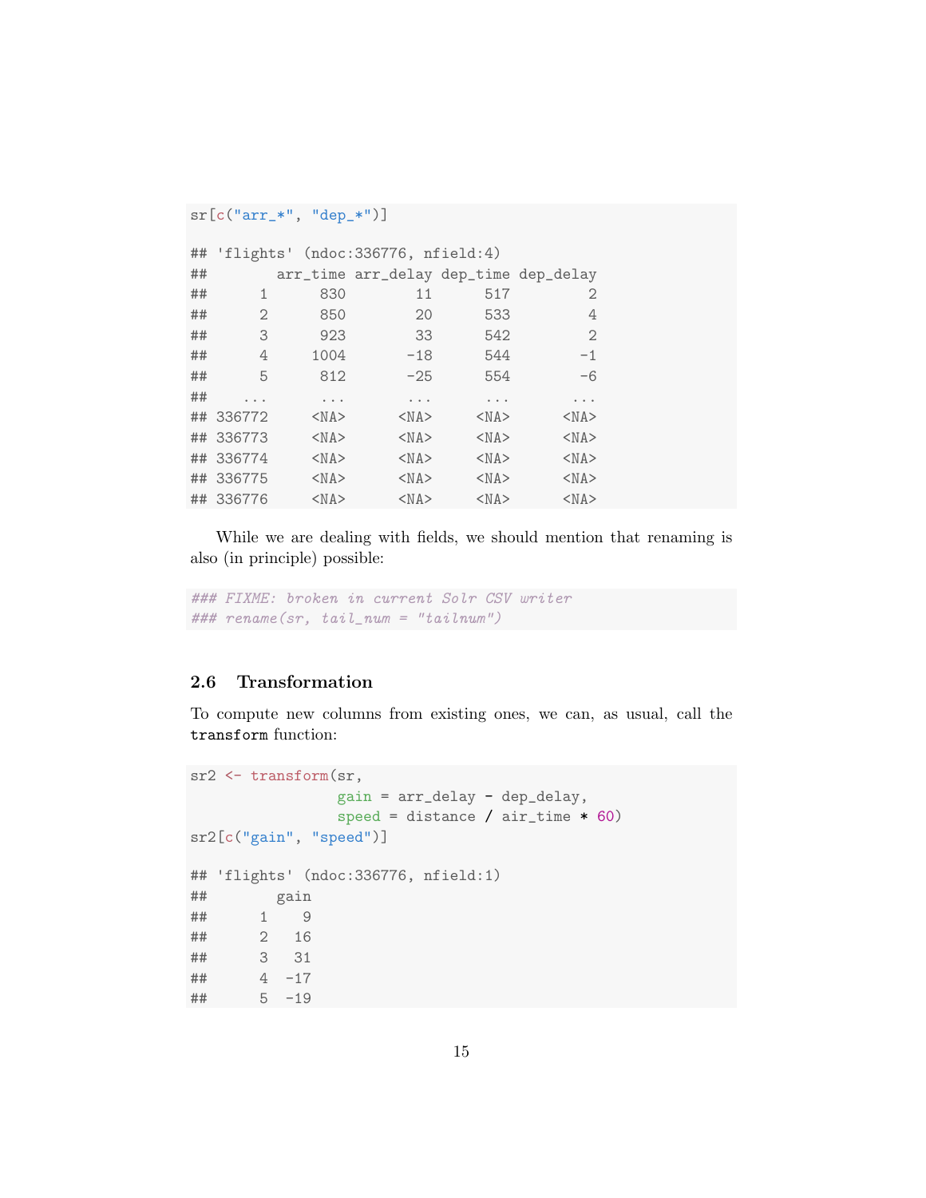```r
sr[c("arr_*", "dep_*")]

## 'flights' (ndoc:336776, nfield:4)
##        arr_time arr_delay dep_time dep_delay
##      1      830        11      517         2
##      2      850        20      533         4
##      3      923        33      542         2
##      4     1004       -18      544        -1
##      5      812       -25      554        -6
##    ...      ...       ...      ...       ...
## 336772     <NA>      <NA>     <NA>      <NA>
## 336773     <NA>      <NA>     <NA>      <NA>
## 336774     <NA>      <NA>     <NA>      <NA>
## 336775     <NA>      <NA>     <NA>      <NA>
## 336776     <NA>      <NA>     <NA>      <NA>
```

While we are dealing with fields, we should mention that renaming is also (in principle) possible:

```r
### FIXME: broken in current Solr CSV writer
### rename(sr, tail_num = "tailnum")
```

## 2.6 Transformation

To compute new columns from existing ones, we can, as usual, call the `transform` function:

```r
sr2 <- transform(sr,
                 gain = arr_delay - dep_delay,
                 speed = distance / air_time * 60)
sr2[c("gain", "speed")]

## 'flights' (ndoc:336776, nfield:1)
##        gain
##      1    9
##      2   16
##      3   31
##      4  -17
##      5  -19
```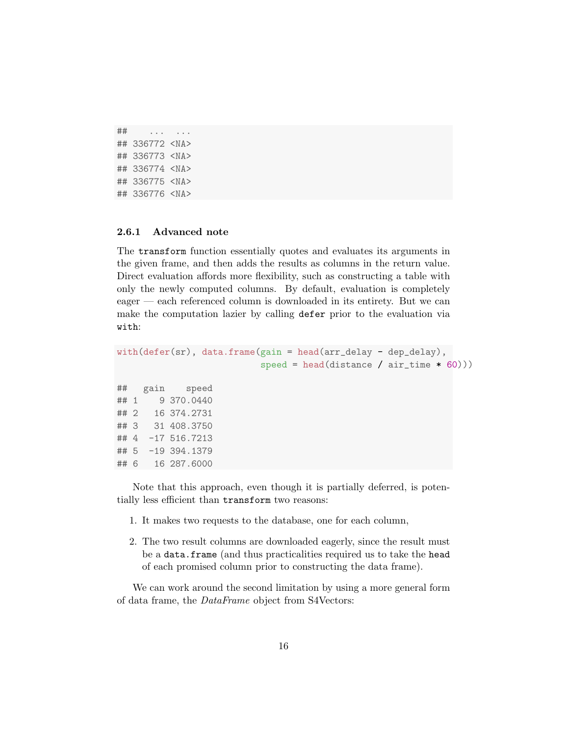```
##    ...  ...
## 336772 <NA>
## 336773 <NA>
## 336774 <NA>
## 336775 <NA>
## 336776 <NA>
```

### 2.6.1 Advanced note

The `transform` function essentially quotes and evaluates its arguments in the given frame, and then adds the results as columns in the return value. Direct evaluation affords more flexibility, such as constructing a table with only the newly computed columns. By default, evaluation is completely eager — each referenced column is downloaded in its entirety. But we can make the computation lazier by calling `defer` prior to the evaluation via `with`:

```
with(defer(sr), data.frame(gain = head(arr_delay - dep_delay),
                           speed = head(distance / air_time * 60)))
```

```
##   gain    speed
## 1    9 370.0440
## 2   16 374.2731
## 3   31 408.3750
## 4  -17 516.7213
## 5  -19 394.1379
## 6   16 287.6000
```

Note that this approach, even though it is partially deferred, is potentially less efficient than `transform` two reasons:

1. It makes two requests to the database, one for each column,
2. The two result columns are downloaded eagerly, since the result must be a `data.frame` (and thus practicalities required us to take the `head` of each promised column prior to constructing the data frame).

We can work around the second limitation by using a more general form of data frame, the *DataFrame* object from S4Vectors: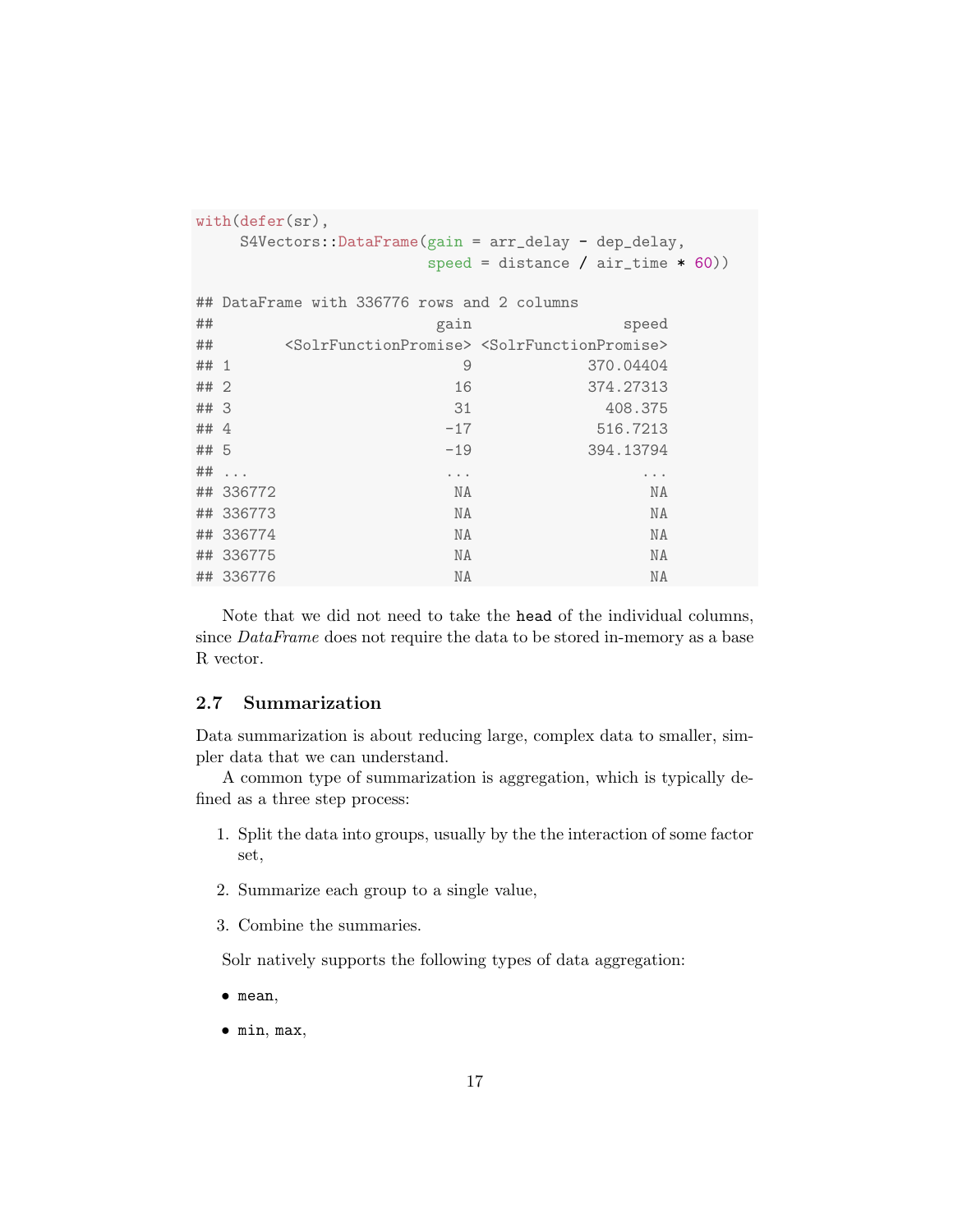```r
with(defer(sr),
     S4Vectors::DataFrame(gain = arr_delay - dep_delay,
                          speed = distance / air_time * 60))
```

```
## DataFrame with 336776 rows and 2 columns
##                         gain               speed
##        <SolrFunctionPromise> <SolrFunctionPromise>
## 1                          9           370.04404
## 2                         16           374.27313
## 3                         31             408.375
## 4                        -17            516.7213
## 5                        -19           394.13794
## ...                      ...                 ...
## 336772                    NA                  NA
## 336773                    NA                  NA
## 336774                    NA                  NA
## 336775                    NA                  NA
## 336776                    NA                  NA
```

Note that we did not need to take the `head` of the individual columns, since *DataFrame* does not require the data to be stored in-memory as a base R vector.

### 2.7 Summarization

Data summarization is about reducing large, complex data to smaller, simpler data that we can understand.

A common type of summarization is aggregation, which is typically defined as a three step process:

1. Split the data into groups, usually by the the interaction of some factor set,
2. Summarize each group to a single value,
3. Combine the summaries.

Solr natively supports the following types of data aggregation:

- `mean`,
- `min`, `max`,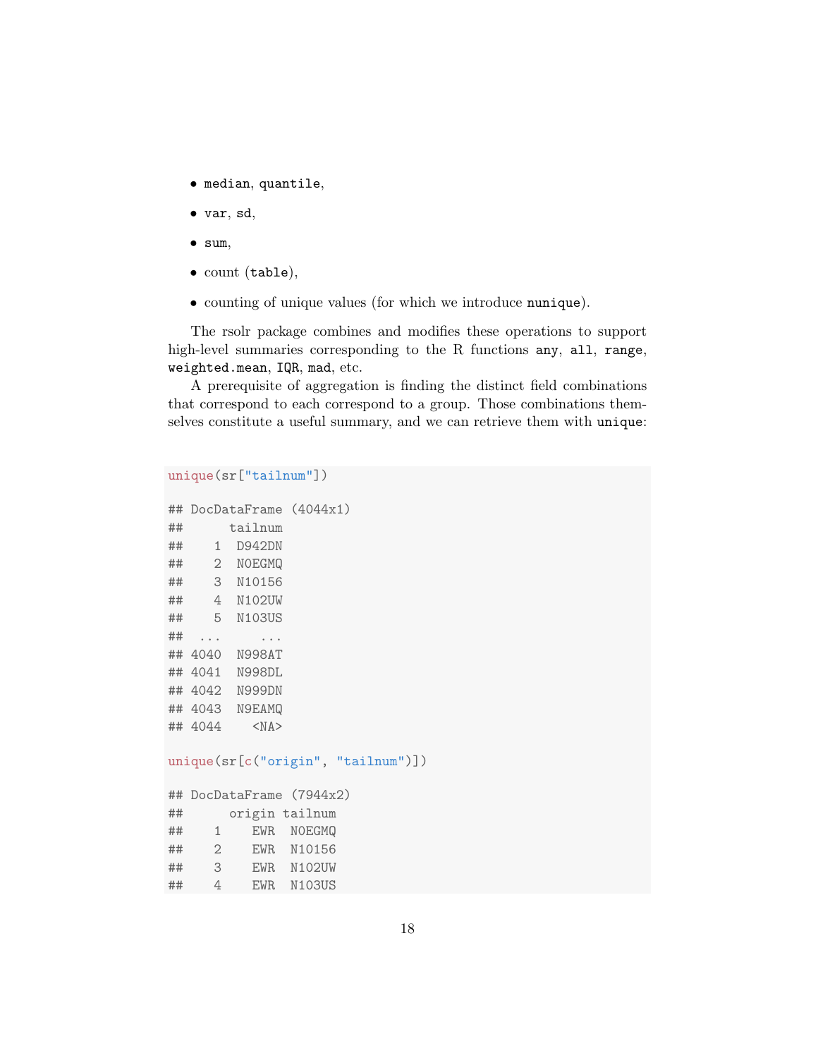- `median`, `quantile`,
- `var`, `sd`,
- `sum`,
- count (`table`),
- counting of unique values (for which we introduce `nunique`).

The rsolr package combines and modifies these operations to support high-level summaries corresponding to the R functions `any`, `all`, `range`, `weighted.mean`, `IQR`, `mad`, etc.

A prerequisite of aggregation is finding the distinct field combinations that correspond to each correspond to a group. Those combinations themselves constitute a useful summary, and we can retrieve them with `unique`:

```
unique(sr["tailnum"])

## DocDataFrame (4044x1)
##      tailnum
##    1  D942DN
##    2  N0EGMQ
##    3  N10156
##    4  N102UW
##    5  N103US
##  ...     ...
## 4040  N998AT
## 4041  N998DL
## 4042  N999DN
## 4043  N9EAMQ
## 4044    <NA>

unique(sr[c("origin", "tailnum")])

## DocDataFrame (7944x2)
##      origin tailnum
##    1    EWR  N0EGMQ
##    2    EWR  N10156
##    3    EWR  N102UW
##    4    EWR  N103US
```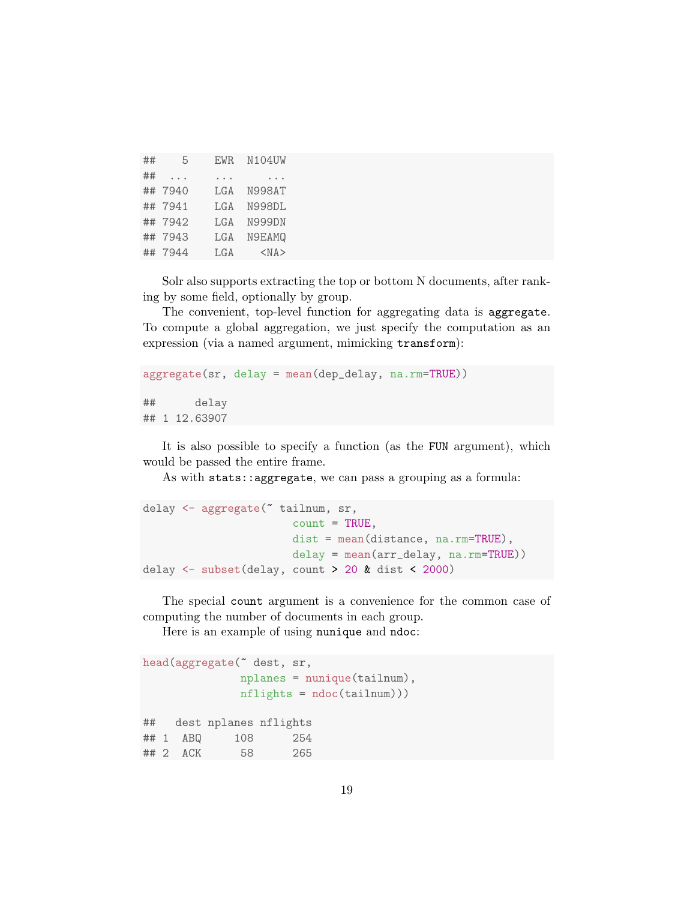```
##    5    EWR  N104UW
##  ...    ...     ...
## 7940    LGA  N998AT
## 7941    LGA  N998DL
## 7942    LGA  N999DN
## 7943    LGA  N9EAMQ
## 7944    LGA    <NA>
```

Solr also supports extracting the top or bottom N documents, after ranking by some field, optionally by group.

The convenient, top-level function for aggregating data is `aggregate`. To compute a global aggregation, we just specify the computation as an expression (via a named argument, mimicking `transform`):

```
aggregate(sr, delay = mean(dep_delay, na.rm=TRUE))

##      delay
## 1 12.63907
```

It is also possible to specify a function (as the `FUN` argument), which would be passed the entire frame.

As with `stats::aggregate`, we can pass a grouping as a formula:

```
delay <- aggregate(~ tailnum, sr,
                   count = TRUE,
                   dist = mean(distance, na.rm=TRUE),
                   delay = mean(arr_delay, na.rm=TRUE))
delay <- subset(delay, count > 20 & dist < 2000)
```

The special `count` argument is a convenience for the common case of computing the number of documents in each group.

Here is an example of using `nunique` and `ndoc`:

```
head(aggregate(~ dest, sr,
               nplanes = nunique(tailnum),
               nflights = ndoc(tailnum)))

##   dest nplanes nflights
## 1  ABQ     108      254
## 2  ACK      58      265
```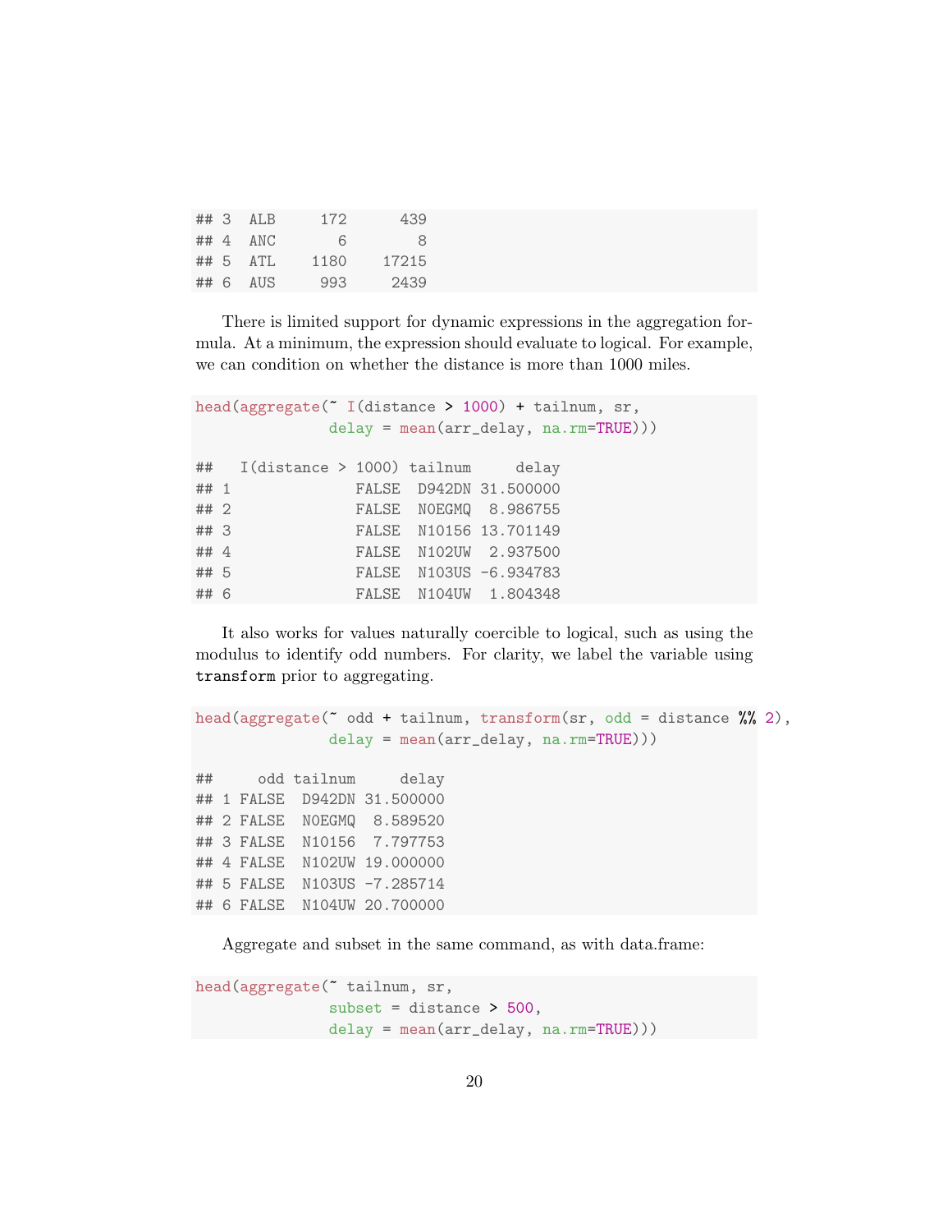```
## 3  ALB     172      439
## 4  ANC       6        8
## 5  ATL    1180    17215
## 6  AUS     993     2439
```

There is limited support for dynamic expressions in the aggregation formula. At a minimum, the expression should evaluate to logical. For example, we can condition on whether the distance is more than 1000 miles.

```
head(aggregate(~ I(distance > 1000) + tailnum, sr,
               delay = mean(arr_delay, na.rm=TRUE)))
```

```
##   I(distance > 1000) tailnum     delay
## 1              FALSE  D942DN 31.500000
## 2              FALSE  N0EGMQ  8.986755
## 3              FALSE  N10156 13.701149
## 4              FALSE  N102UW  2.937500
## 5              FALSE  N103US -6.934783
## 6              FALSE  N104UW  1.804348
```

It also works for values naturally coercible to logical, such as using the modulus to identify odd numbers. For clarity, we label the variable using `transform` prior to aggregating.

```
head(aggregate(~ odd + tailnum, transform(sr, odd = distance %% 2),
               delay = mean(arr_delay, na.rm=TRUE)))
```

```
##     odd tailnum     delay
## 1 FALSE  D942DN 31.500000
## 2 FALSE  N0EGMQ  8.589520
## 3 FALSE  N10156  7.797753
## 4 FALSE  N102UW 19.000000
## 5 FALSE  N103US -7.285714
## 6 FALSE  N104UW 20.700000
```

Aggregate and subset in the same command, as with data.frame:

```
head(aggregate(~ tailnum, sr,
               subset = distance > 500,
               delay = mean(arr_delay, na.rm=TRUE)))
```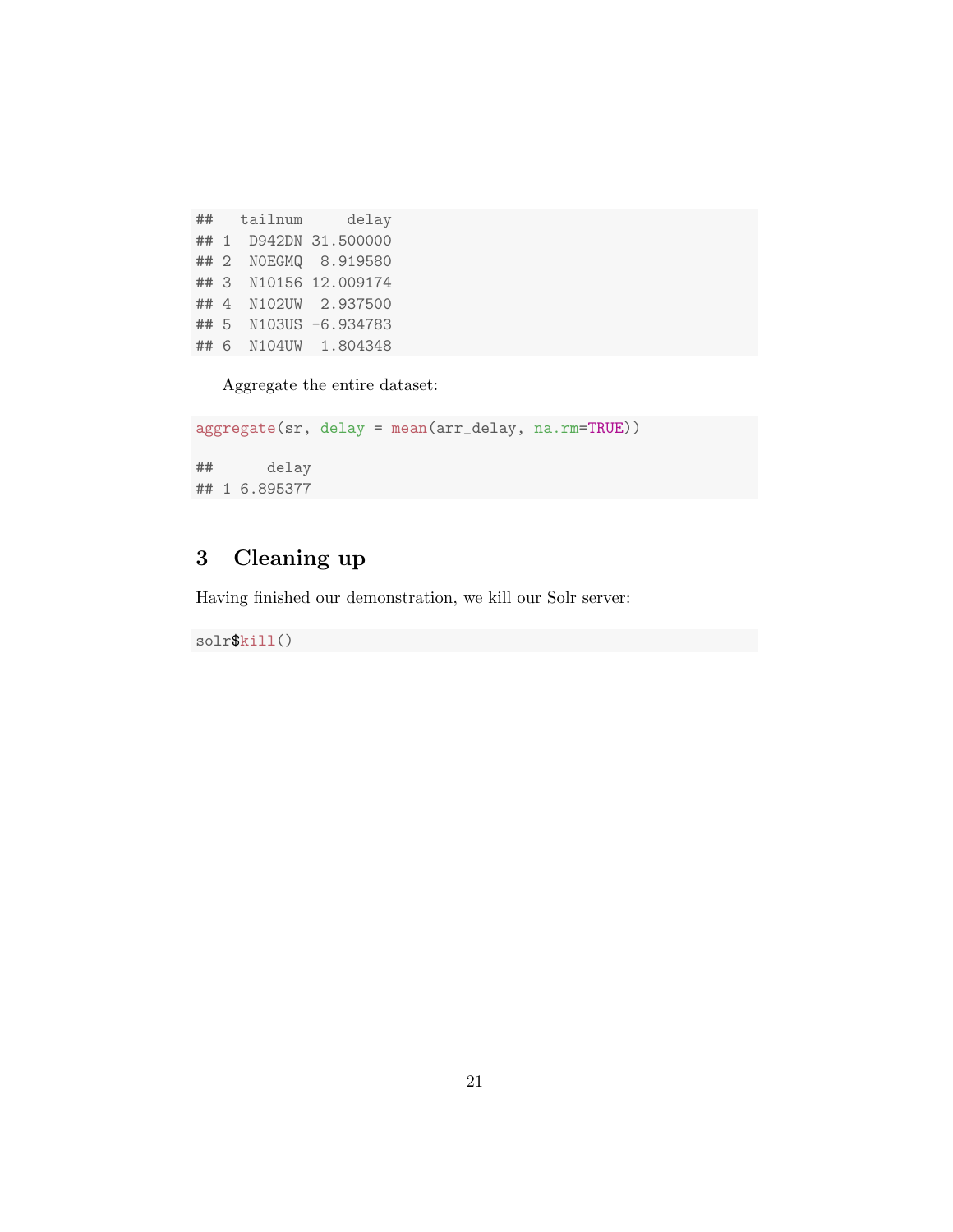```
##   tailnum     delay
## 1  D942DN 31.500000
## 2  N0EGMQ  8.919580
## 3  N10156 12.009174
## 4  N102UW  2.937500
## 5  N103US -6.934783
## 6  N104UW  1.804348
```

Aggregate the entire dataset:

```
aggregate(sr, delay = mean(arr_delay, na.rm=TRUE))

##      delay
## 1 6.895377
```

# 3 Cleaning up

Having finished our demonstration, we kill our Solr server:

```
solr$kill()
```